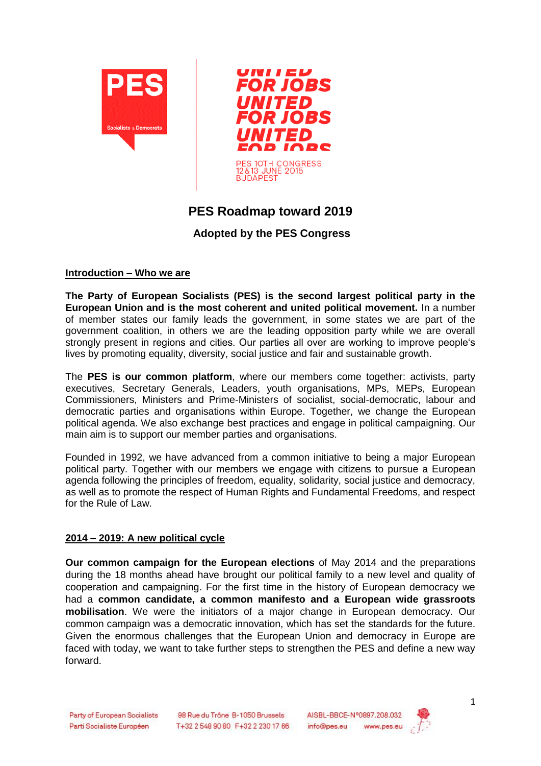PES

Socialists & Democrats

UNITED FOR JOBS UNITED FOR JOBS UNITED FOR JOBS

PES 10TH CONGRESS
12 & 13 JUNE 2015
BUDAPEST

# PES Roadmap toward 2019

### Adopted by the PES Congress

## Introduction – Who we are

**The Party of European Socialists (PES) is the second largest political party in the European Union and is the most coherent and united political movement.** In a number of member states our family leads the government, in some states we are part of the government coalition, in others we are the leading opposition party while we are overall strongly present in regions and cities. Our parties all over are working to improve people's lives by promoting equality, diversity, social justice and fair and sustainable growth.

The **PES is our common platform**, where our members come together: activists, party executives, Secretary Generals, Leaders, youth organisations, MPs, MEPs, European Commissioners, Ministers and Prime-Ministers of socialist, social-democratic, labour and democratic parties and organisations within Europe. Together, we change the European political agenda. We also exchange best practices and engage in political campaigning. Our main aim is to support our member parties and organisations.

Founded in 1992, we have advanced from a common initiative to being a major European political party. Together with our members we engage with citizens to pursue a European agenda following the principles of freedom, equality, solidarity, social justice and democracy, as well as to promote the respect of Human Rights and Fundamental Freedoms, and respect for the Rule of Law.

## 2014 – 2019: A new political cycle

**Our common campaign for the European elections** of May 2014 and the preparations during the 18 months ahead have brought our political family to a new level and quality of cooperation and campaigning. For the first time in the history of European democracy we had a **common candidate, a common manifesto and a European wide grassroots mobilisation**. We were the initiators of a major change in European democracy. Our common campaign was a democratic innovation, which has set the standards for the future. Given the enormous challenges that the European Union and democracy in Europe are faced with today, we want to take further steps to strengthen the PES and define a new way forward.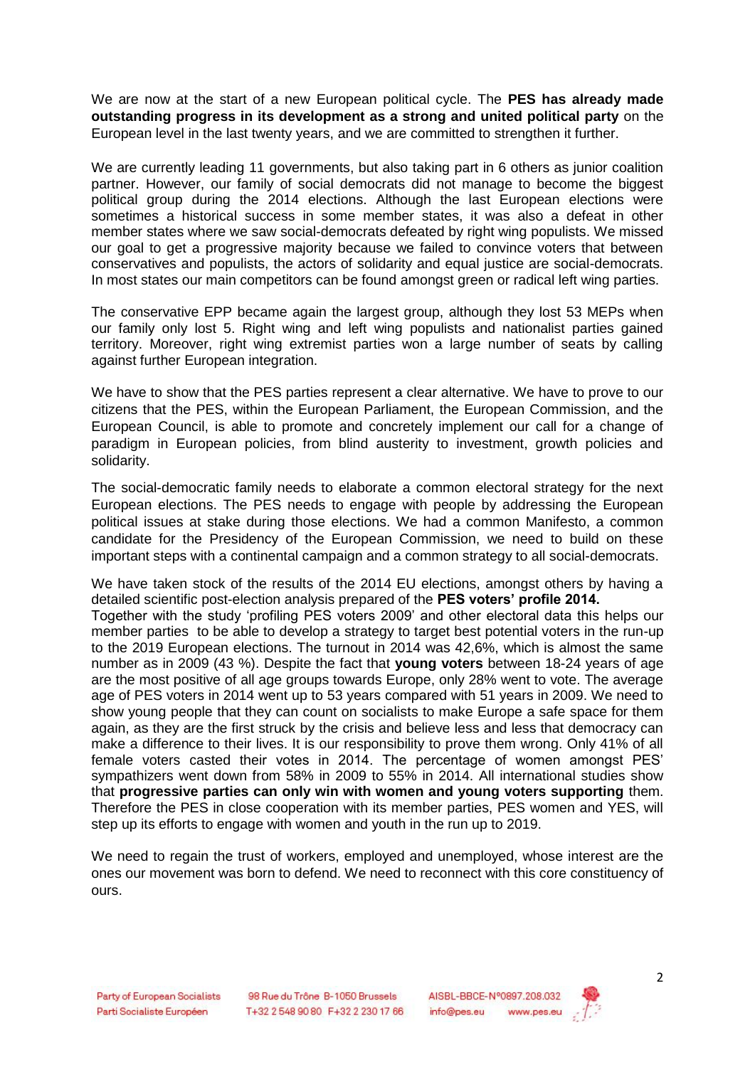We are now at the start of a new European political cycle. The **PES has already made outstanding progress in its development as a strong and united political party** on the European level in the last twenty years, and we are committed to strengthen it further.

We are currently leading 11 governments, but also taking part in 6 others as junior coalition partner. However, our family of social democrats did not manage to become the biggest political group during the 2014 elections. Although the last European elections were sometimes a historical success in some member states, it was also a defeat in other member states where we saw social-democrats defeated by right wing populists. We missed our goal to get a progressive majority because we failed to convince voters that between conservatives and populists, the actors of solidarity and equal justice are social-democrats. In most states our main competitors can be found amongst green or radical left wing parties.

The conservative EPP became again the largest group, although they lost 53 MEPs when our family only lost 5. Right wing and left wing populists and nationalist parties gained territory. Moreover, right wing extremist parties won a large number of seats by calling against further European integration.

We have to show that the PES parties represent a clear alternative. We have to prove to our citizens that the PES, within the European Parliament, the European Commission, and the European Council, is able to promote and concretely implement our call for a change of paradigm in European policies, from blind austerity to investment, growth policies and solidarity.

The social-democratic family needs to elaborate a common electoral strategy for the next European elections. The PES needs to engage with people by addressing the European political issues at stake during those elections. We had a common Manifesto, a common candidate for the Presidency of the European Commission, we need to build on these important steps with a continental campaign and a common strategy to all social-democrats.

We have taken stock of the results of the 2014 EU elections, amongst others by having a detailed scientific post-election analysis prepared of the **PES voters' profile 2014.**
Together with the study 'profiling PES voters 2009' and other electoral data this helps our member parties to be able to develop a strategy to target best potential voters in the run-up to the 2019 European elections. The turnout in 2014 was 42,6%, which is almost the same number as in 2009 (43 %). Despite the fact that **young voters** between 18-24 years of age are the most positive of all age groups towards Europe, only 28% went to vote. The average age of PES voters in 2014 went up to 53 years compared with 51 years in 2009. We need to show young people that they can count on socialists to make Europe a safe space for them again, as they are the first struck by the crisis and believe less and less that democracy can make a difference to their lives. It is our responsibility to prove them wrong. Only 41% of all female voters casted their votes in 2014. The percentage of women amongst PES' sympathizers went down from 58% in 2009 to 55% in 2014. All international studies show that **progressive parties can only win with women and young voters supporting** them. Therefore the PES in close cooperation with its member parties, PES women and YES, will step up its efforts to engage with women and youth in the run up to 2019.

We need to regain the trust of workers, employed and unemployed, whose interest are the ones our movement was born to defend. We need to reconnect with this core constituency of ours.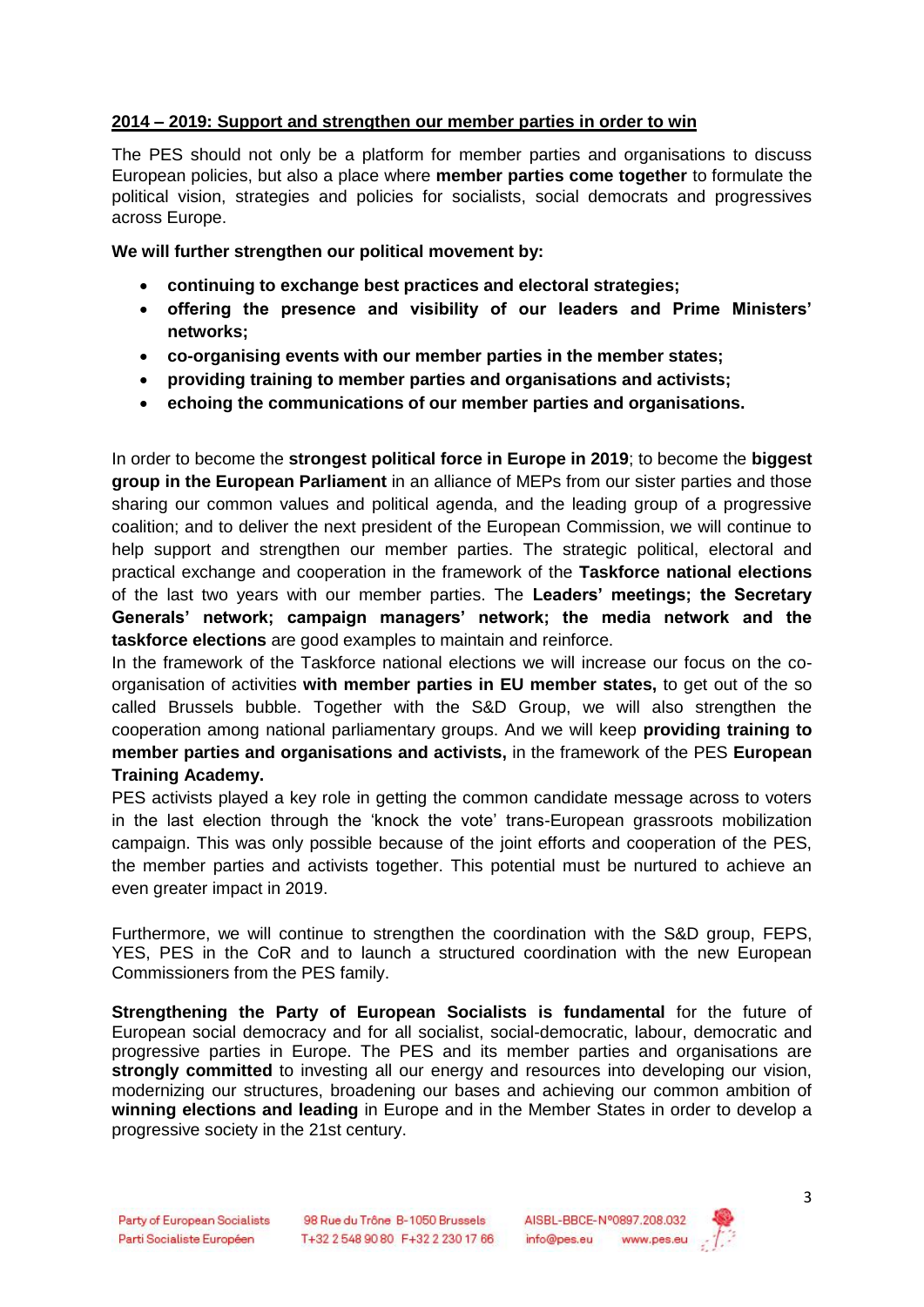**2014 – 2019: Support and strengthen our member parties in order to win**

The PES should not only be a platform for member parties and organisations to discuss European policies, but also a place where **member parties come together** to formulate the political vision, strategies and policies for socialists, social democrats and progressives across Europe.

**We will further strengthen our political movement by:**

- **continuing to exchange best practices and electoral strategies;**
- **offering the presence and visibility of our leaders and Prime Ministers' networks;**
- **co-organising events with our member parties in the member states;**
- **providing training to member parties and organisations and activists;**
- **echoing the communications of our member parties and organisations.**

In order to become the **strongest political force in Europe in 2019**; to become the **biggest group in the European Parliament** in an alliance of MEPs from our sister parties and those sharing our common values and political agenda, and the leading group of a progressive coalition; and to deliver the next president of the European Commission, we will continue to help support and strengthen our member parties. The strategic political, electoral and practical exchange and cooperation in the framework of the **Taskforce national elections** of the last two years with our member parties. The **Leaders' meetings; the Secretary Generals' network; campaign managers' network; the media network and the taskforce elections** are good examples to maintain and reinforce.

In the framework of the Taskforce national elections we will increase our focus on the co-organisation of activities **with member parties in EU member states,** to get out of the so called Brussels bubble. Together with the S&D Group, we will also strengthen the cooperation among national parliamentary groups. And we will keep **providing training to member parties and organisations and activists,** in the framework of the PES **European Training Academy.**

PES activists played a key role in getting the common candidate message across to voters in the last election through the 'knock the vote' trans-European grassroots mobilization campaign. This was only possible because of the joint efforts and cooperation of the PES, the member parties and activists together. This potential must be nurtured to achieve an even greater impact in 2019.

Furthermore, we will continue to strengthen the coordination with the S&D group, FEPS, YES, PES in the CoR and to launch a structured coordination with the new European Commissioners from the PES family.

**Strengthening the Party of European Socialists is fundamental** for the future of European social democracy and for all socialist, social-democratic, labour, democratic and progressive parties in Europe. The PES and its member parties and organisations are **strongly committed** to investing all our energy and resources into developing our vision, modernizing our structures, broadening our bases and achieving our common ambition of **winning elections and leading** in Europe and in the Member States in order to develop a progressive society in the 21st century.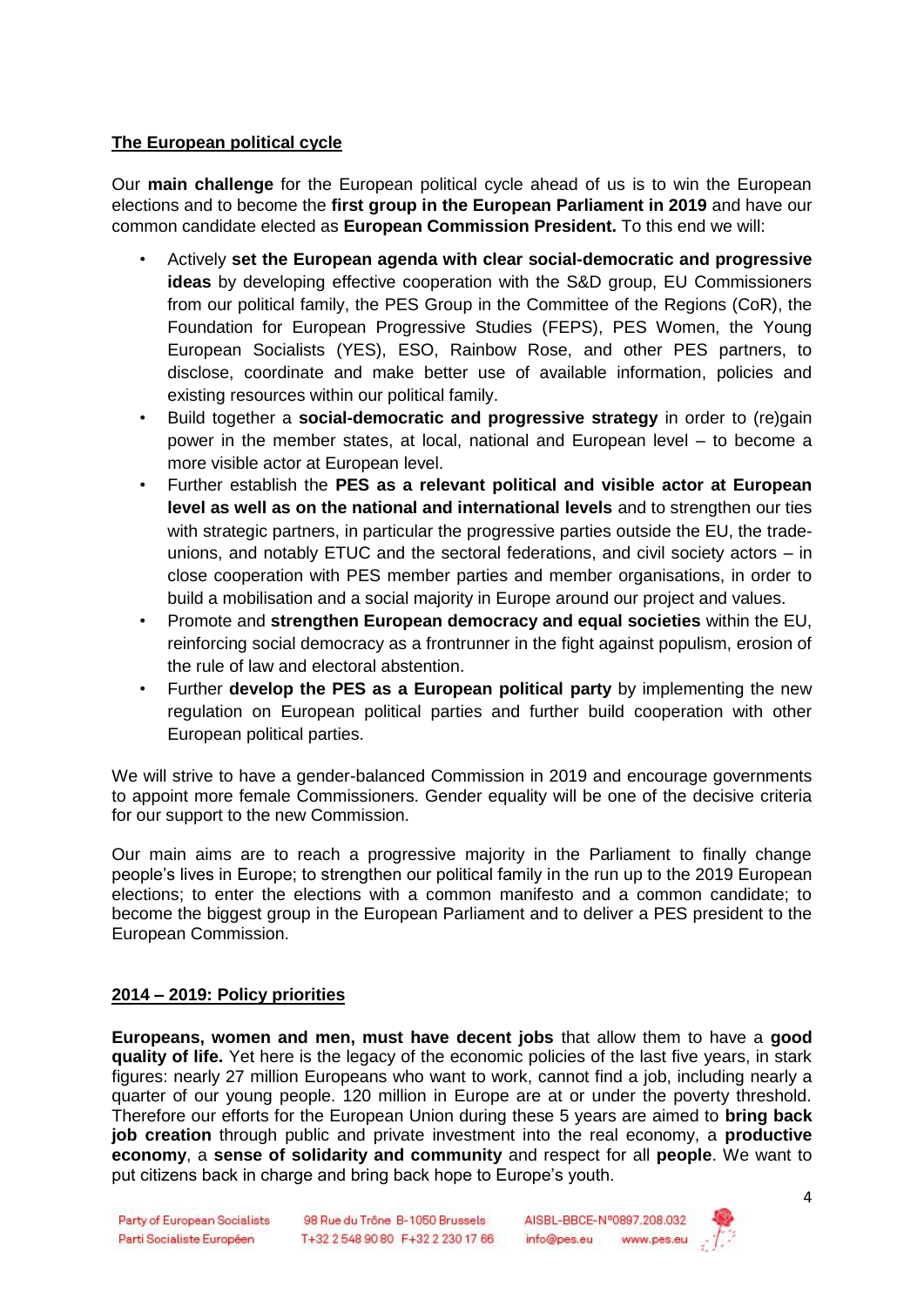## The European political cycle

Our **main challenge** for the European political cycle ahead of us is to win the European elections and to become the **first group in the European Parliament in 2019** and have our common candidate elected as **European Commission President.** To this end we will:

- Actively **set the European agenda with clear social-democratic and progressive ideas** by developing effective cooperation with the S&D group, EU Commissioners from our political family, the PES Group in the Committee of the Regions (CoR), the Foundation for European Progressive Studies (FEPS), PES Women, the Young European Socialists (YES), ESO, Rainbow Rose, and other PES partners, to disclose, coordinate and make better use of available information, policies and existing resources within our political family.
- Build together a **social-democratic and progressive strategy** in order to (re)gain power in the member states, at local, national and European level – to become a more visible actor at European level.
- Further establish the **PES as a relevant political and visible actor at European level as well as on the national and international levels** and to strengthen our ties with strategic partners, in particular the progressive parties outside the EU, the trade-unions, and notably ETUC and the sectoral federations, and civil society actors – in close cooperation with PES member parties and member organisations, in order to build a mobilisation and a social majority in Europe around our project and values.
- Promote and **strengthen European democracy and equal societies** within the EU, reinforcing social democracy as a frontrunner in the fight against populism, erosion of the rule of law and electoral abstention.
- Further **develop the PES as a European political party** by implementing the new regulation on European political parties and further build cooperation with other European political parties.

We will strive to have a gender-balanced Commission in 2019 and encourage governments to appoint more female Commissioners. Gender equality will be one of the decisive criteria for our support to the new Commission.

Our main aims are to reach a progressive majority in the Parliament to finally change people's lives in Europe; to strengthen our political family in the run up to the 2019 European elections; to enter the elections with a common manifesto and a common candidate; to become the biggest group in the European Parliament and to deliver a PES president to the European Commission.

## 2014 – 2019: Policy priorities

**Europeans, women and men, must have decent jobs** that allow them to have a **good quality of life.** Yet here is the legacy of the economic policies of the last five years, in stark figures: nearly 27 million Europeans who want to work, cannot find a job, including nearly a quarter of our young people. 120 million in Europe are at or under the poverty threshold. Therefore our efforts for the European Union during these 5 years are aimed to **bring back job creation** through public and private investment into the real economy, a **productive economy**, a **sense of solidarity and community** and respect for all **people**. We want to put citizens back in charge and bring back hope to Europe's youth.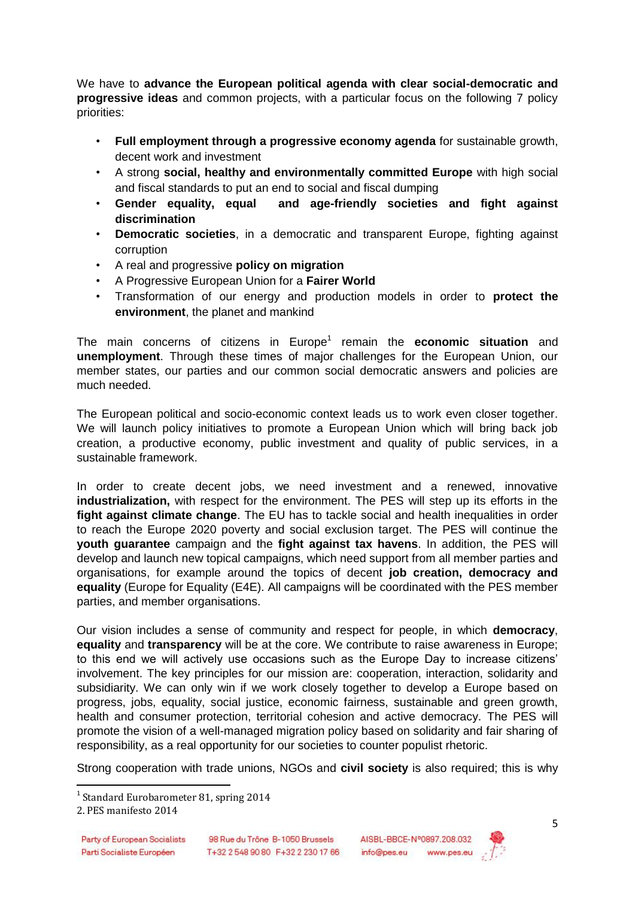We have to **advance the European political agenda with clear social-democratic and progressive ideas** and common projects, with a particular focus on the following 7 policy priorities:

- **Full employment through a progressive economy agenda** for sustainable growth, decent work and investment
- A strong **social, healthy and environmentally committed Europe** with high social and fiscal standards to put an end to social and fiscal dumping
- **Gender equality, equal and age-friendly societies and fight against discrimination**
- **Democratic societies**, in a democratic and transparent Europe, fighting against corruption
- A real and progressive **policy on migration**
- A Progressive European Union for a **Fairer World**
- Transformation of our energy and production models in order to **protect the environment**, the planet and mankind

The main concerns of citizens in Europe[1] remain the **economic situation** and **unemployment**. Through these times of major challenges for the European Union, our member states, our parties and our common social democratic answers and policies are much needed.

The European political and socio-economic context leads us to work even closer together. We will launch policy initiatives to promote a European Union which will bring back job creation, a productive economy, public investment and quality of public services, in a sustainable framework.

In order to create decent jobs, we need investment and a renewed, innovative **industrialization,** with respect for the environment. The PES will step up its efforts in the **fight against climate change**. The EU has to tackle social and health inequalities in order to reach the Europe 2020 poverty and social exclusion target. The PES will continue the **youth guarantee** campaign and the **fight against tax havens**. In addition, the PES will develop and launch new topical campaigns, which need support from all member parties and organisations, for example around the topics of decent **job creation, democracy and equality** (Europe for Equality (E4E). All campaigns will be coordinated with the PES member parties, and member organisations.

Our vision includes a sense of community and respect for people, in which **democracy**, **equality** and **transparency** will be at the core. We contribute to raise awareness in Europe; to this end we will actively use occasions such as the Europe Day to increase citizens' involvement. The key principles for our mission are: cooperation, interaction, solidarity and subsidiarity. We can only win if we work closely together to develop a Europe based on progress, jobs, equality, social justice, economic fairness, sustainable and green growth, health and consumer protection, territorial cohesion and active democracy. The PES will promote the vision of a well-managed migration policy based on solidarity and fair sharing of responsibility, as a real opportunity for our societies to counter populist rhetoric.

Strong cooperation with trade unions, NGOs and **civil society** is also required; this is why

---

[1] Standard Eurobarometer 81, spring 2014

2. PES manifesto 2014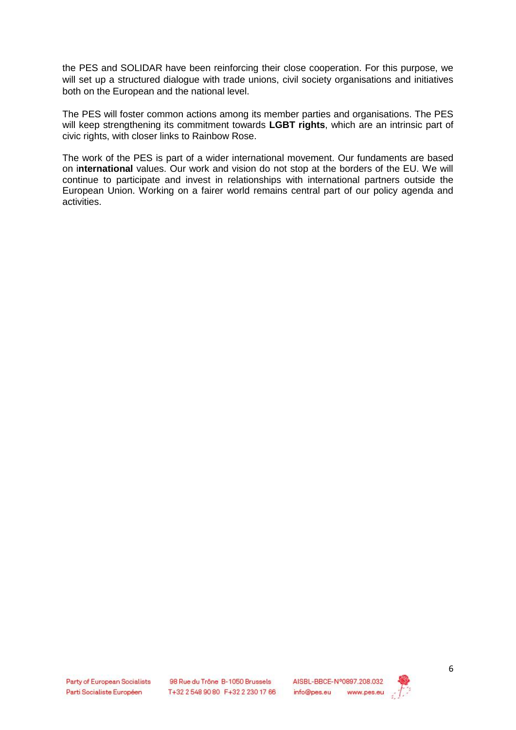the PES and SOLIDAR have been reinforcing their close cooperation. For this purpose, we will set up a structured dialogue with trade unions, civil society organisations and initiatives both on the European and the national level.

The PES will foster common actions among its member parties and organisations. The PES will keep strengthening its commitment towards **LGBT rights**, which are an intrinsic part of civic rights, with closer links to Rainbow Rose.

The work of the PES is part of a wider international movement. Our fundaments are based on i**nternational** values. Our work and vision do not stop at the borders of the EU. We will continue to participate and invest in relationships with international partners outside the European Union. Working on a fairer world remains central part of our policy agenda and activities.